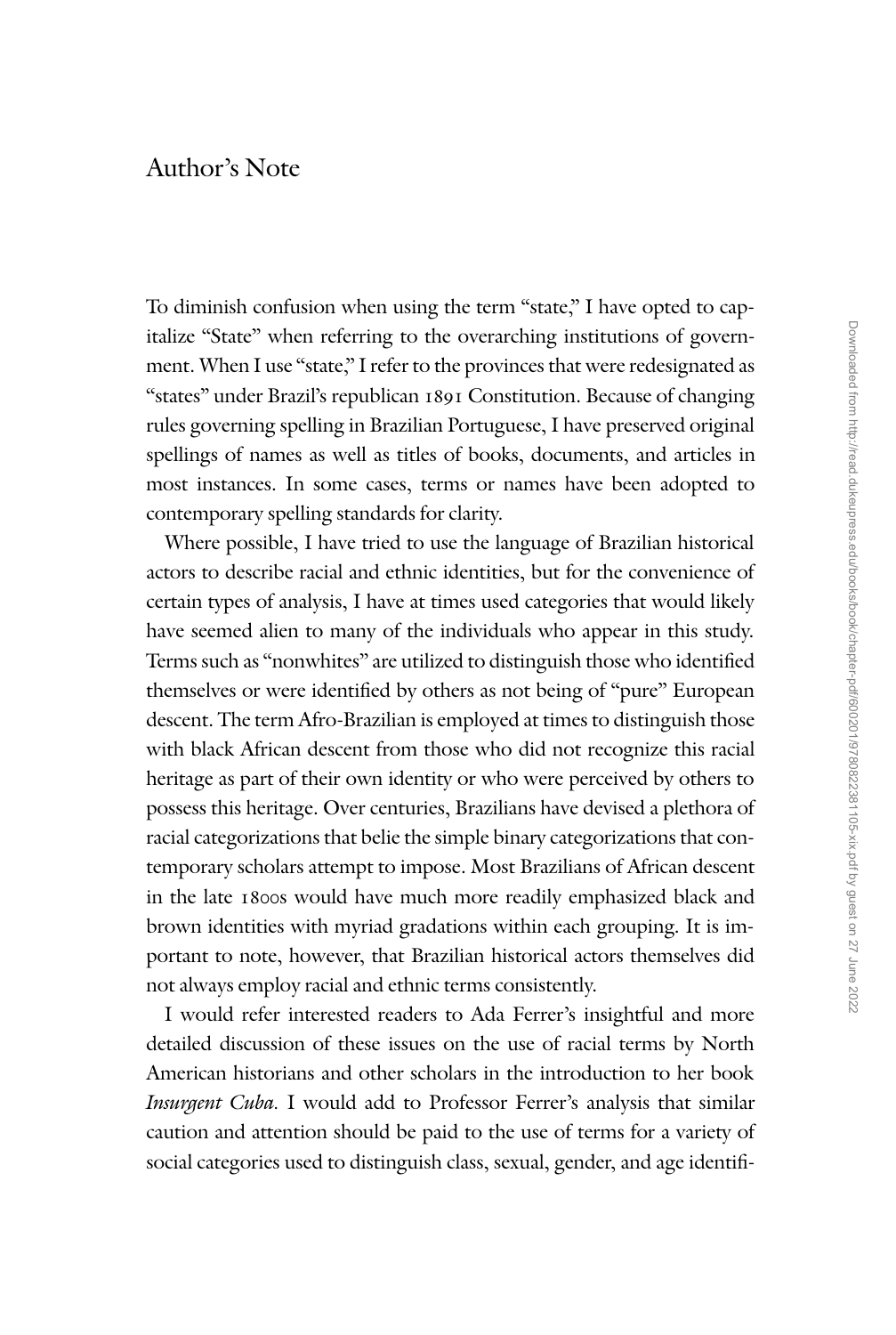# Author's Note

To diminish confusion when using the term "state," I have opted to capitalize "State" when referring to the overarching institutions of government. When I use "state," I refer to the provinces that were redesignated as "states" under Brazil's republican 1891 Constitution. Because of changing rules governing spelling in Brazilian Portuguese, I have preserved original spellings of names as well as titles of books, documents, and articles in most instances. In some cases, terms or names have been adopted to contemporary spelling standards for clarity.

Where possible, I have tried to use the language of Brazilian historical actors to describe racial and ethnic identities, but for the convenience of certain types of analysis, I have at times used categories that would likely have seemed alien to many of the individuals who appear in this study. Terms such as "nonwhites" are utilized to distinguish those who identified themselves or were identified by others as not being of "pure" European descent. The term Afro-Brazilian is employed at times to distinguish those with black African descent from those who did not recognize this racial heritage as part of their own identity or who were perceived by others to possess this heritage. Over centuries, Brazilians have devised a plethora of racial categorizations that belie the simple binary categorizations that contemporary scholars attempt to impose. Most Brazilians of African descent in the late 1800s would have much more readily emphasized black and brown identities with myriad gradations within each grouping. It is important to note, however, that Brazilian historical actors themselves did not always employ racial and ethnic terms consistently.

I would refer interested readers to Ada Ferrer's insightful and more detailed discussion of these issues on the use of racial terms by North American historians and other scholars in the introduction to her book *Insurgent Cuba*. I would add to Professor Ferrer's analysis that similar caution and attention should be paid to the use of terms for a variety of social categories used to distinguish class, sexual, gender, and age identifi-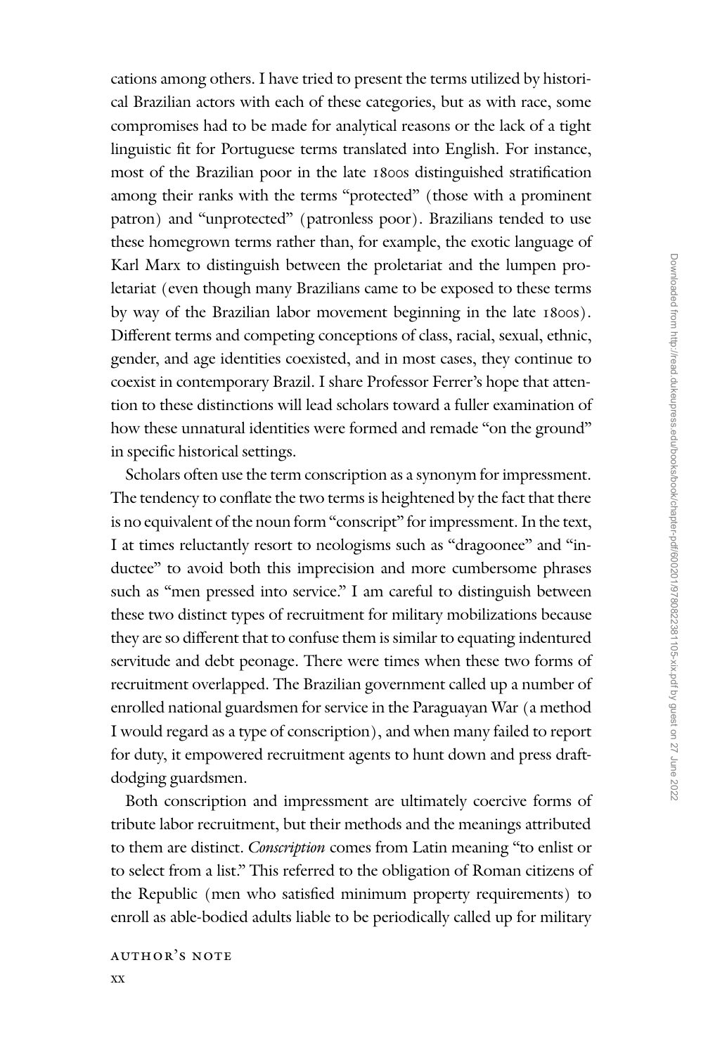cations among others. I have tried to present the terms utilized by historical Brazilian actors with each of these categories, but as with race, some compromises had to be made for analytical reasons or the lack of a tight linguistic fit for Portuguese terms translated into English. For instance, most of the Brazilian poor in the late 1800s distinguished stratification among their ranks with the terms "protected" (those with a prominent patron) and "unprotected" (patronless poor). Brazilians tended to use these homegrown terms rather than, for example, the exotic language of Karl Marx to distinguish between the proletariat and the lumpen proletariat (even though many Brazilians came to be exposed to these terms by way of the Brazilian labor movement beginning in the late 1800s). Different terms and competing conceptions of class, racial, sexual, ethnic, gender, and age identities coexisted, and in most cases, they continue to coexist in contemporary Brazil. I share Professor Ferrer's hope that attention to these distinctions will lead scholars toward a fuller examination of how these unnatural identities were formed and remade "on the ground" in specific historical settings.

Scholars often use the term conscription as a synonym for impressment. The tendency to conflate the two terms is heightened by the fact that there is no equivalent of the noun form "conscript" for impressment. In the text, I at times reluctantly resort to neologisms such as "dragoonee" and "inductee" to avoid both this imprecision and more cumbersome phrases such as "men pressed into service." I am careful to distinguish between these two distinct types of recruitment for military mobilizations because they are so different that to confuse them is similar to equating indentured servitude and debt peonage. There were times when these two forms of recruitment overlapped. The Brazilian government called up a number of enrolled national guardsmen for service in the Paraguayan War (a method I would regard as a type of conscription), and when many failed to report for duty, it empowered recruitment agents to hunt down and press draft-dodging guardsmen.

Both conscription and impressment are ultimately coercive forms of tribute labor recruitment, but their methods and the meanings attributed to them are distinct. *Conscription* comes from Latin meaning "to enlist or to select from a list." This referred to the obligation of Roman citizens of the Republic (men who satisfied minimum property requirements) to enroll as able-bodied adults liable to be periodically called up for military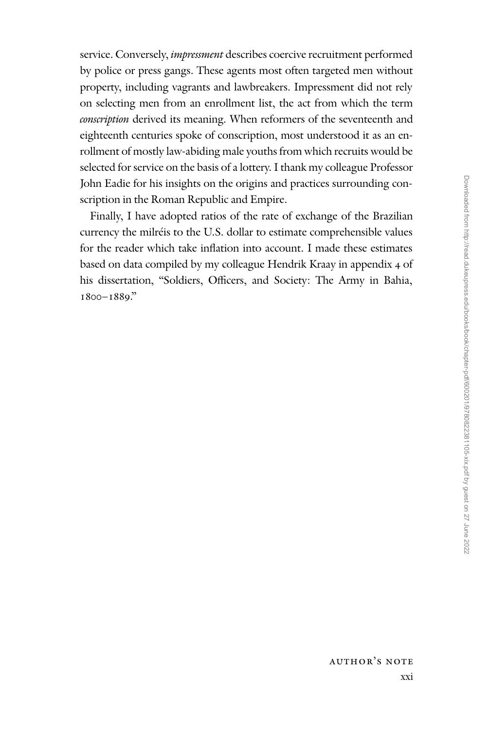service. Conversely, *impressment* describes coercive recruitment performed by police or press gangs. These agents most often targeted men without property, including vagrants and lawbreakers. Impressment did not rely on selecting men from an enrollment list, the act from which the term *conscription* derived its meaning. When reformers of the seventeenth and eighteenth centuries spoke of conscription, most understood it as an enrollment of mostly law-abiding male youths from which recruits would be selected for service on the basis of a lottery. I thank my colleague Professor John Eadie for his insights on the origins and practices surrounding conscription in the Roman Republic and Empire.

Finally, I have adopted ratios of the rate of exchange of the Brazilian currency the milréis to the U.S. dollar to estimate comprehensible values for the reader which take inflation into account. I made these estimates based on data compiled by my colleague Hendrik Kraay in appendix 4 of his dissertation, "Soldiers, Officers, and Society: The Army in Bahia, 1800–1889."